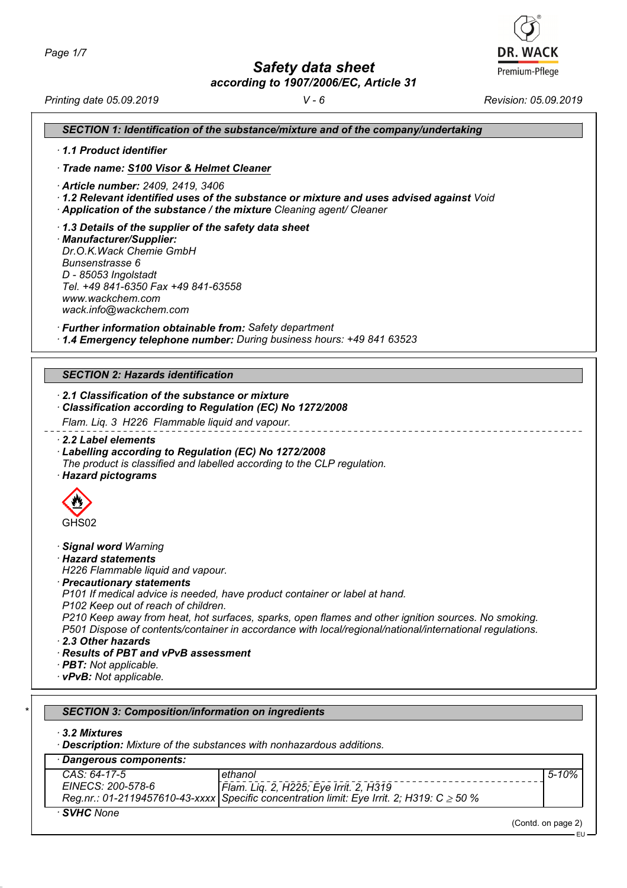# Safety data sheet

*according to 1907/2006/EC, Article 31*

*Printing date 05.09.2019* — *V - 6* — *Revision: 05.09.2019*

## SECTION 1: Identification of the substance/mixture and of the company/undertaking

· **1.1 Product identifier**

· **Trade name: S100 Visor & Helmet Cleaner**

· **Article number:** 2409, 2419, 3406

· **1.2 Relevant identified uses of the substance or mixture and uses advised against** Void

· **Application of the substance / the mixture** Cleaning agent/ Cleaner

· **1.3 Details of the supplier of the safety data sheet**

· **Manufacturer/Supplier:**
Dr.O.K.Wack Chemie GmbH
Bunsenstrasse 6
D - 85053 Ingolstadt
Tel. +49 841-6350 Fax +49 841-63558
www.wackchem.com
wack.info@wackchem.com

· **Further information obtainable from:** Safety department

· **1.4 Emergency telephone number:** During business hours: +49 841 63523

## SECTION 2: Hazards identification

· **2.1 Classification of the substance or mixture**

· **Classification according to Regulation (EC) No 1272/2008**

Flam. Liq. 3 H226 Flammable liquid and vapour.

· **2.2 Label elements**

· **Labelling according to Regulation (EC) No 1272/2008**

The product is classified and labelled according to the CLP regulation.

· **Hazard pictograms**

GHS02

· **Signal word** Warning

· **Hazard statements**

H226 Flammable liquid and vapour.

· **Precautionary statements**

P101 If medical advice is needed, have product container or label at hand.
P102 Keep out of reach of children.
P210 Keep away from heat, hot surfaces, sparks, open flames and other ignition sources. No smoking.
P501 Dispose of contents/container in accordance with local/regional/national/international regulations.

· **2.3 Other hazards**

· **Results of PBT and vPvB assessment**

· **PBT:** Not applicable.

· **vPvB:** Not applicable.

## SECTION 3: Composition/information on ingredients

· **3.2 Mixtures**

· **Description:** Mixture of the substances with nonhazardous additions.

· **Dangerous components:**

| | | |
|---|---|---|
| CAS: 64-17-5<br>EINECS: 200-578-6<br>Reg.nr.: 01-2119457610-43-xxxx | ethanol<br>Flam. Liq. 2, H225; Eye Irrit. 2, H319<br>Specific concentration limit: Eye Irrit. 2; H319: C ≥ 50 % | 5-10% |

· **SVHC** None

(Contd. on page 2)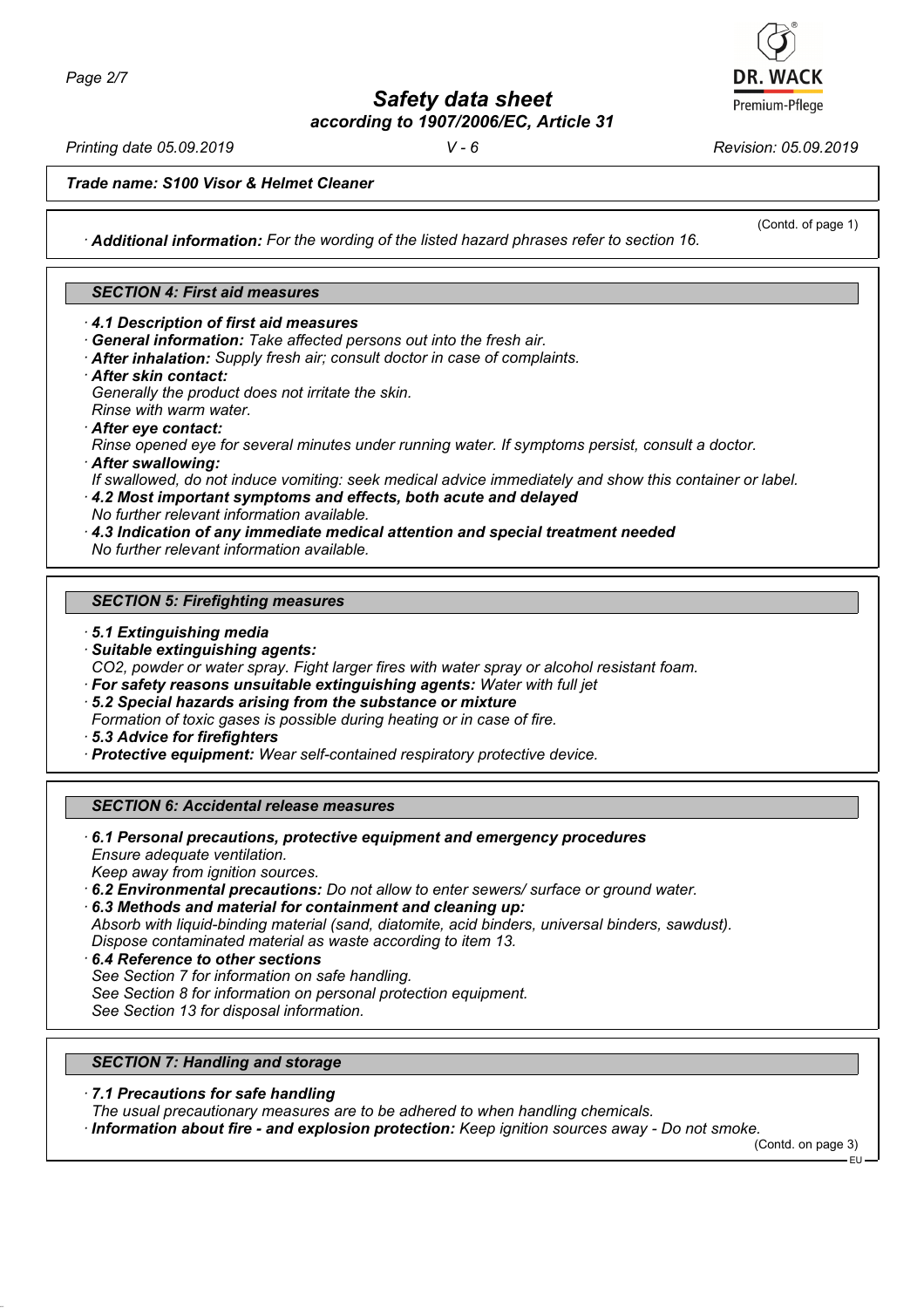**Trade name: S100 Visor & Helmet Cleaner**

(Contd. of page 1)

· ***Additional information:*** *For the wording of the listed hazard phrases refer to section 16.*

## SECTION 4: First aid measures

· ***4.1 Description of first aid measures***
· ***General information:*** *Take affected persons out into the fresh air.*
· ***After inhalation:*** *Supply fresh air; consult doctor in case of complaints.*
· ***After skin contact:***
*Generally the product does not irritate the skin.*
*Rinse with warm water.*
· ***After eye contact:***
*Rinse opened eye for several minutes under running water. If symptoms persist, consult a doctor.*
· ***After swallowing:***
*If swallowed, do not induce vomiting: seek medical advice immediately and show this container or label.*
· ***4.2 Most important symptoms and effects, both acute and delayed***
*No further relevant information available.*
· ***4.3 Indication of any immediate medical attention and special treatment needed***
*No further relevant information available.*

## SECTION 5: Firefighting measures

· ***5.1 Extinguishing media***
· ***Suitable extinguishing agents:***
*$CO_2$, powder or water spray. Fight larger fires with water spray or alcohol resistant foam.*
· ***For safety reasons unsuitable extinguishing agents:*** *Water with full jet*
· ***5.2 Special hazards arising from the substance or mixture***
*Formation of toxic gases is possible during heating or in case of fire.*
· ***5.3 Advice for firefighters***
· ***Protective equipment:*** *Wear self-contained respiratory protective device.*

## SECTION 6: Accidental release measures

· ***6.1 Personal precautions, protective equipment and emergency procedures***
*Ensure adequate ventilation.*
*Keep away from ignition sources.*
· ***6.2 Environmental precautions:*** *Do not allow to enter sewers/ surface or ground water.*
· ***6.3 Methods and material for containment and cleaning up:***
*Absorb with liquid-binding material (sand, diatomite, acid binders, universal binders, sawdust).*
*Dispose contaminated material as waste according to item 13.*
· ***6.4 Reference to other sections***
*See Section 7 for information on safe handling.*
*See Section 8 for information on personal protection equipment.*
*See Section 13 for disposal information.*

## SECTION 7: Handling and storage

· ***7.1 Precautions for safe handling***
*The usual precautionary measures are to be adhered to when handling chemicals.*
· ***Information about fire - and explosion protection:*** *Keep ignition sources away - Do not smoke.*

(Contd. on page 3)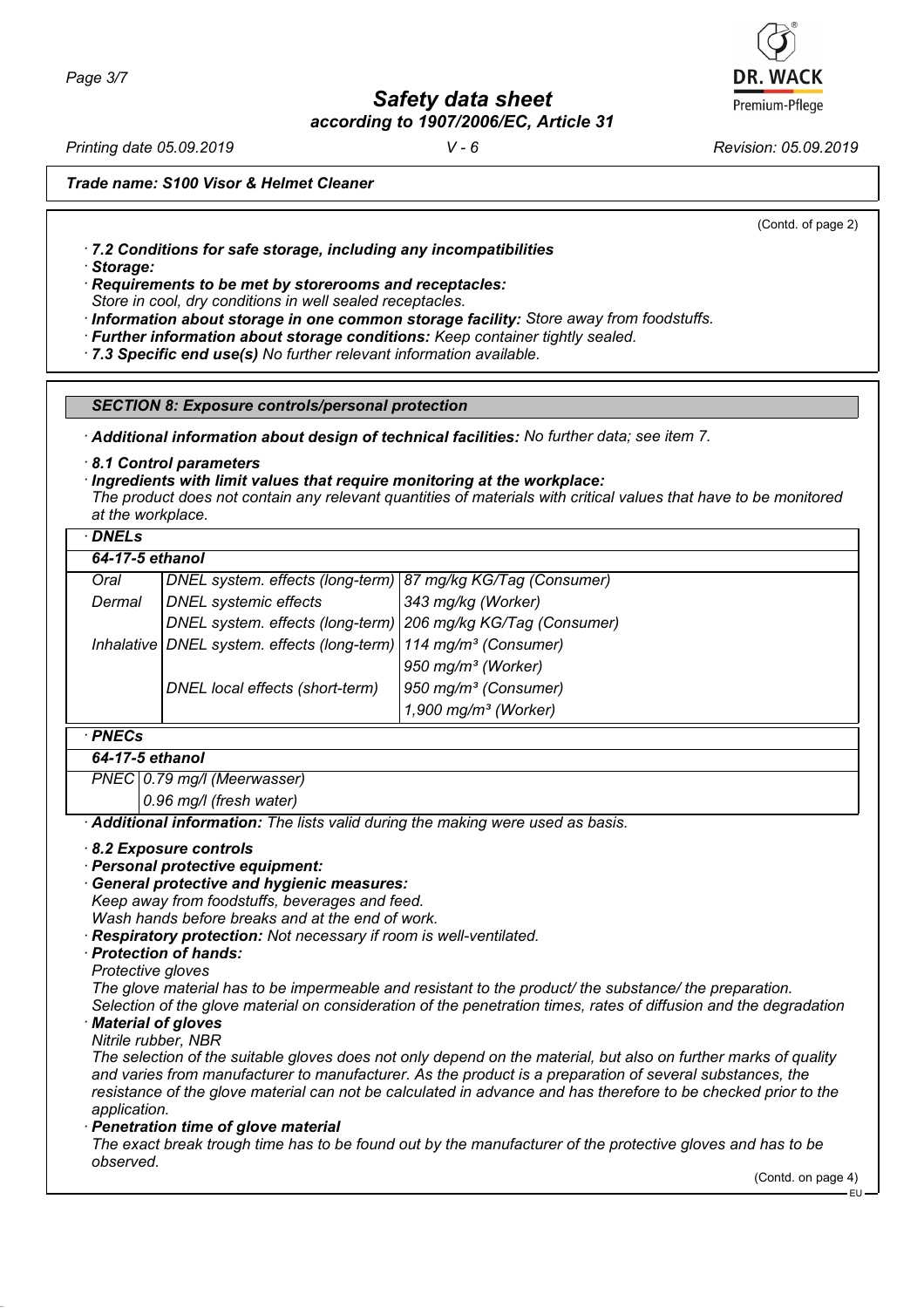(Contd. of page 2)

· **7.2 Conditions for safe storage, including any incompatibilities**
· **Storage:**
· **Requirements to be met by storerooms and receptacles:**
Store in cool, dry conditions in well sealed receptacles.
· **Information about storage in one common storage facility:** Store away from foodstuffs.
· **Further information about storage conditions:** Keep container tightly sealed.
· **7.3 Specific end use(s)** No further relevant information available.

## SECTION 8: Exposure controls/personal protection

· **Additional information about design of technical facilities:** No further data; see item 7.

· **8.1 Control parameters**
· **Ingredients with limit values that require monitoring at the workplace:**
The product does not contain any relevant quantities of materials with critical values that have to be monitored at the workplace.

· **DNELs**

| **64-17-5 ethanol** | | |
|---|---|---|
| Oral | DNEL system. effects (long-term) | 87 mg/kg KG/Tag (Consumer) |
| Dermal | DNEL systemic effects | 343 mg/kg (Worker) |
| | DNEL system. effects (long-term) | 206 mg/kg KG/Tag (Consumer) |
| Inhalative | DNEL system. effects (long-term) | 114 mg/m³ (Consumer) |
| | | 950 mg/m³ (Worker) |
| | DNEL local effects (short-term) | 950 mg/m³ (Consumer) |
| | | 1,900 mg/m³ (Worker) |

· **PNECs**

| **64-17-5 ethanol** | |
|---|---|
| PNEC | 0.79 mg/l (Meerwasser) |
| | 0.96 mg/l (fresh water) |

· **Additional information:** The lists valid during the making were used as basis.

· **8.2 Exposure controls**
· **Personal protective equipment:**
· **General protective and hygienic measures:**
Keep away from foodstuffs, beverages and feed.
Wash hands before breaks and at the end of work.
· **Respiratory protection:** Not necessary if room is well-ventilated.
· **Protection of hands:**
Protective gloves
The glove material has to be impermeable and resistant to the product/ the substance/ the preparation.
Selection of the glove material on consideration of the penetration times, rates of diffusion and the degradation
· **Material of gloves**
Nitrile rubber, NBR
The selection of the suitable gloves does not only depend on the material, but also on further marks of quality and varies from manufacturer to manufacturer. As the product is a preparation of several substances, the resistance of the glove material can not be calculated in advance and has therefore to be checked prior to the application.
· **Penetration time of glove material**
The exact break trough time has to be found out by the manufacturer of the protective gloves and has to be observed.

(Contd. on page 4)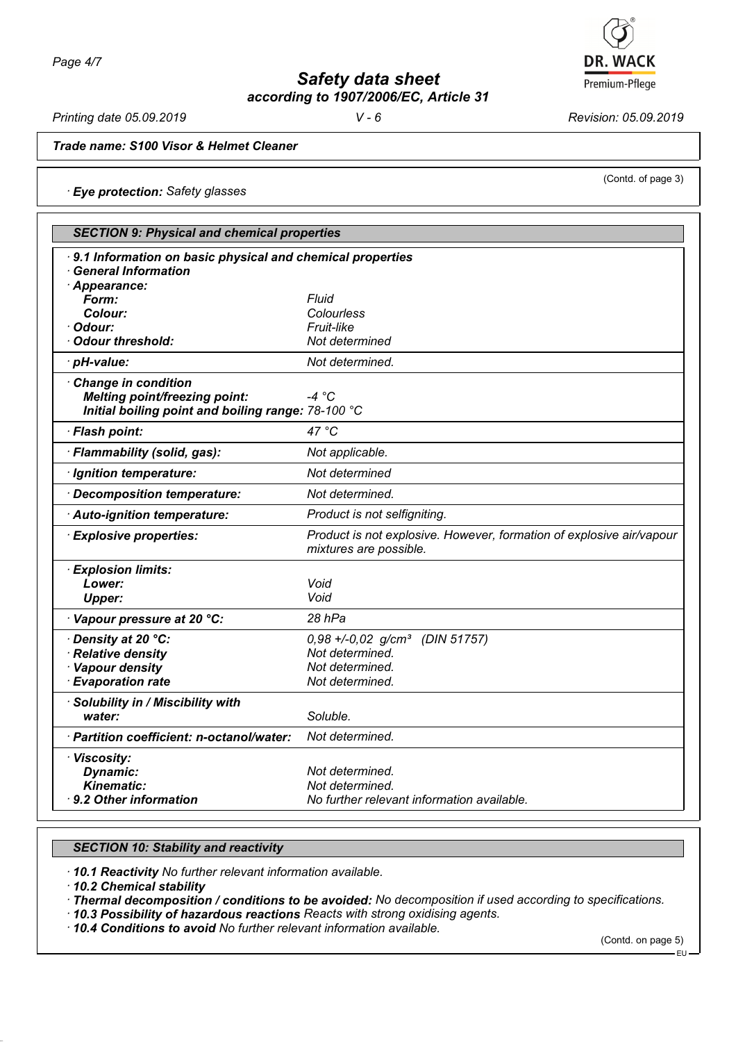**Trade name: S100 Visor & Helmet Cleaner**

(Contd. of page 3)

· **Eye protection:** Safety glasses

## SECTION 9: Physical and chemical properties

| | |
|---|---|
| · **9.1 Information on basic physical and chemical properties** | |
| · **General Information** | |
| · **Appearance:** | |
| **Form:** | Fluid |
| **Colour:** | Colourless |
| · **Odour:** | Fruit-like |
| · **Odour threshold:** | Not determined |
| · **pH-value:** | Not determined. |
| · **Change in condition** | |
| **Melting point/freezing point:** | -4 °C |
| **Initial boiling point and boiling range:** | 78-100 °C |
| · **Flash point:** | 47 °C |
| · **Flammability (solid, gas):** | Not applicable. |
| · **Ignition temperature:** | Not determined |
| · **Decomposition temperature:** | Not determined. |
| · **Auto-ignition temperature:** | Product is not selfigniting. |
| · **Explosive properties:** | Product is not explosive. However, formation of explosive air/vapour mixtures are possible. |
| · **Explosion limits:** | |
| **Lower:** | Void |
| **Upper:** | Void |
| · **Vapour pressure at 20 °C:** | 28 hPa |
| · **Density at 20 °C:** | 0,98 +/-0,02 g/cm³ (DIN 51757) |
| · **Relative density** | Not determined. |
| · **Vapour density** | Not determined. |
| · **Evaporation rate** | Not determined. |
| · **Solubility in / Miscibility with** | |
| **water:** | Soluble. |
| · **Partition coefficient: n-octanol/water:** | Not determined. |
| · **Viscosity:** | |
| **Dynamic:** | Not determined. |
| **Kinematic:** | Not determined. |
| · **9.2 Other information** | No further relevant information available. |

## SECTION 10: Stability and reactivity

· **10.1 Reactivity** No further relevant information available.

· **10.2 Chemical stability**

· **Thermal decomposition / conditions to be avoided:** No decomposition if used according to specifications.

· **10.3 Possibility of hazardous reactions** Reacts with strong oxidising agents.

· **10.4 Conditions to avoid** No further relevant information available.

(Contd. on page 5)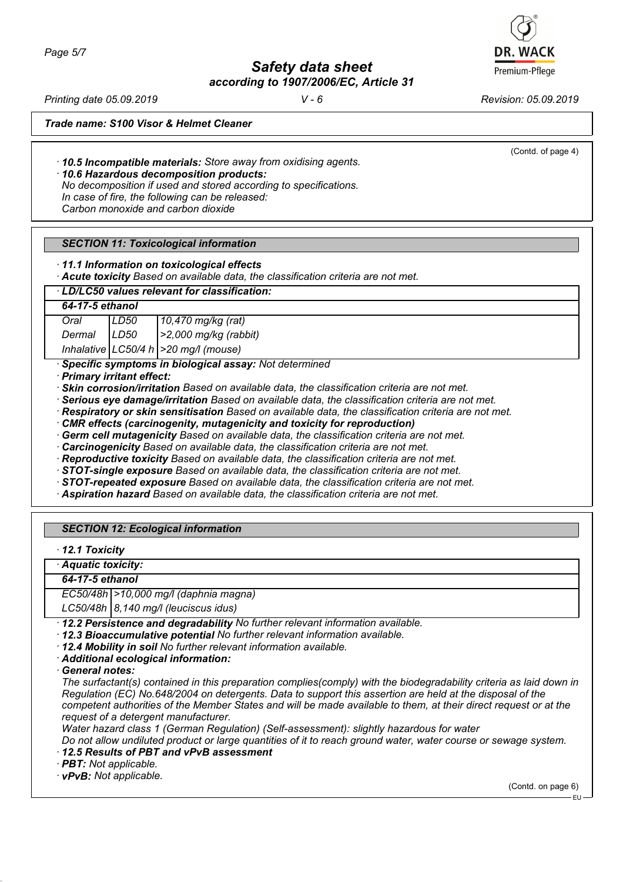*Trade name: S100 Visor & Helmet Cleaner*

(Contd. of page 4)

· **10.5 Incompatible materials:** Store away from oxidising agents.
· **10.6 Hazardous decomposition products:**
No decomposition if used and stored according to specifications.
In case of fire, the following can be released:
Carbon monoxide and carbon dioxide

## SECTION 11: Toxicological information

· **11.1 Information on toxicological effects**
· **Acute toxicity** Based on available data, the classification criteria are not met.

| · LD/LC50 values relevant for classification: | | |
|---|---|---|
| **64-17-5 ethanol** | | |
| Oral | LD50 | 10,470 mg/kg (rat) |
| Dermal | LD50 | >2,000 mg/kg (rabbit) |
| Inhalative | LC50/4 h | >20 mg/l (mouse) |

· **Specific symptoms in biological assay:** Not determined
· **Primary irritant effect:**
· **Skin corrosion/irritation** Based on available data, the classification criteria are not met.
· **Serious eye damage/irritation** Based on available data, the classification criteria are not met.
· **Respiratory or skin sensitisation** Based on available data, the classification criteria are not met.
· **CMR effects (carcinogenity, mutagenicity and toxicity for reproduction)**
· **Germ cell mutagenicity** Based on available data, the classification criteria are not met.
· **Carcinogenicity** Based on available data, the classification criteria are not met.
· **Reproductive toxicity** Based on available data, the classification criteria are not met.
· **STOT-single exposure** Based on available data, the classification criteria are not met.
· **STOT-repeated exposure** Based on available data, the classification criteria are not met.
· **Aspiration hazard** Based on available data, the classification criteria are not met.

## SECTION 12: Ecological information

· **12.1 Toxicity**

| · Aquatic toxicity: | |
|---|---|
| **64-17-5 ethanol** | |
| EC50/48h | >10,000 mg/l (daphnia magna) |
| LC50/48h | 8,140 mg/l (leuciscus idus) |

· **12.2 Persistence and degradability** No further relevant information available.
· **12.3 Bioaccumulative potential** No further relevant information available.
· **12.4 Mobility in soil** No further relevant information available.
· **Additional ecological information:**
· **General notes:**
The surfactant(s) contained in this preparation complies(comply) with the biodegradability criteria as laid down in Regulation (EC) No.648/2004 on detergents. Data to support this assertion are held at the disposal of the competent authorities of the Member States and will be made available to them, at their direct request or at the request of a detergent manufacturer.
Water hazard class 1 (German Regulation) (Self-assessment): slightly hazardous for water
Do not allow undiluted product or large quantities of it to reach ground water, water course or sewage system.
· **12.5 Results of PBT and vPvB assessment**
· **PBT:** Not applicable.
· **vPvB:** Not applicable.

(Contd. on page 6)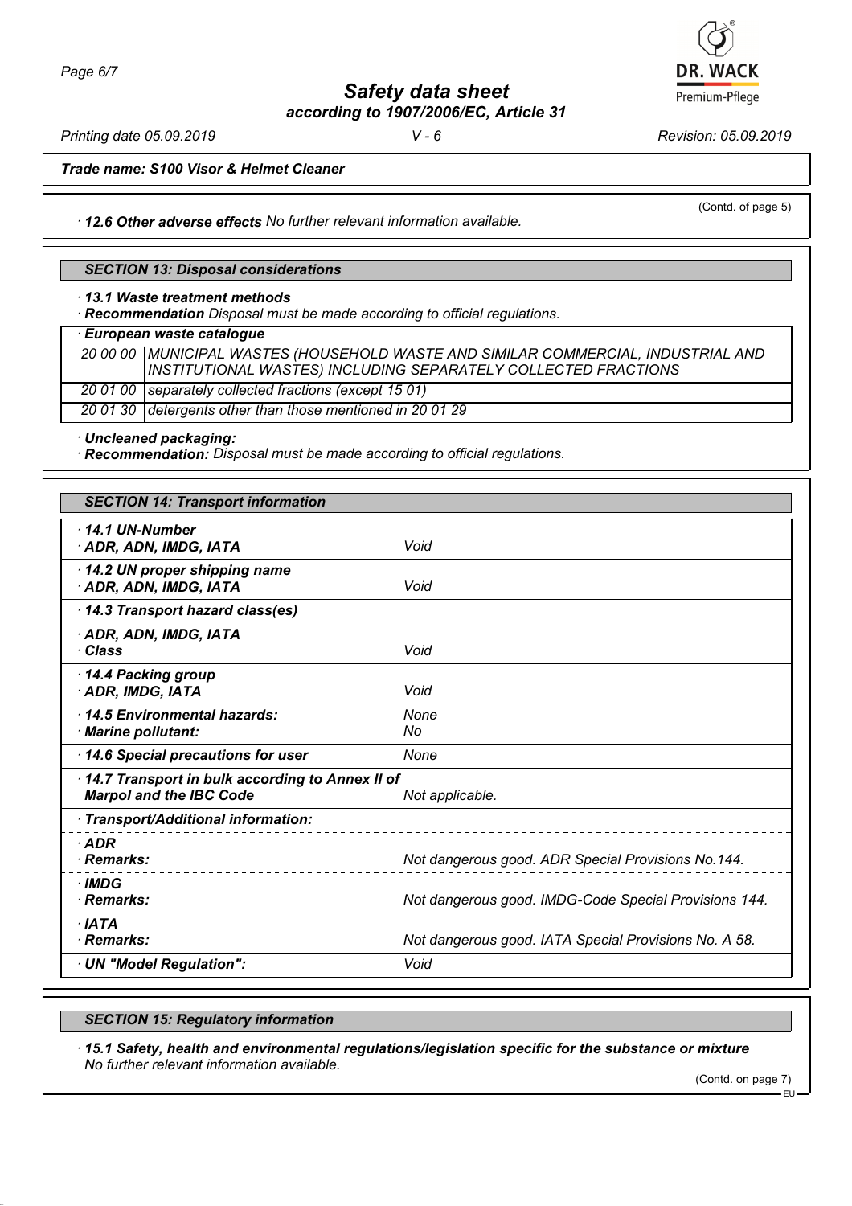**Trade name: S100 Visor & Helmet Cleaner**

(Contd. of page 5)

· **12.6 Other adverse effects** No further relevant information available.

## SECTION 13: Disposal considerations

· **13.1 Waste treatment methods**

· **Recommendation** Disposal must be made according to official regulations.

| · European waste catalogue | |
|---|---|
| 20 00 00 | MUNICIPAL WASTES (HOUSEHOLD WASTE AND SIMILAR COMMERCIAL, INDUSTRIAL AND INSTITUTIONAL WASTES) INCLUDING SEPARATELY COLLECTED FRACTIONS |
| 20 01 00 | separately collected fractions (except 15 01) |
| 20 01 30 | detergents other than those mentioned in 20 01 29 |

· **Uncleaned packaging:**

· **Recommendation:** Disposal must be made according to official regulations.

## SECTION 14: Transport information

| | |
|---|---|
| · **14.1 UN-Number**<br>· **ADR, ADN, IMDG, IATA** | Void |
| · **14.2 UN proper shipping name**<br>· **ADR, ADN, IMDG, IATA** | Void |
| · **14.3 Transport hazard class(es)** | |
| · **ADR, ADN, IMDG, IATA**<br>· **Class** | Void |
| · **14.4 Packing group**<br>· **ADR, IMDG, IATA** | Void |
| · **14.5 Environmental hazards:**<br>· **Marine pollutant:** | None<br>No |
| · **14.6 Special precautions for user** | None |
| · **14.7 Transport in bulk according to Annex II of Marpol and the IBC Code** | Not applicable. |
| · **Transport/Additional information:** | |
| · **ADR**<br>· **Remarks:** | Not dangerous good. ADR Special Provisions No.144. |
| · **IMDG**<br>· **Remarks:** | Not dangerous good. IMDG-Code Special Provisions 144. |
| · **IATA**<br>· **Remarks:** | Not dangerous good. IATA Special Provisions No. A 58. |
| · **UN "Model Regulation":** | Void |

## SECTION 15: Regulatory information

· **15.1 Safety, health and environmental regulations/legislation specific for the substance or mixture**
No further relevant information available.

(Contd. on page 7)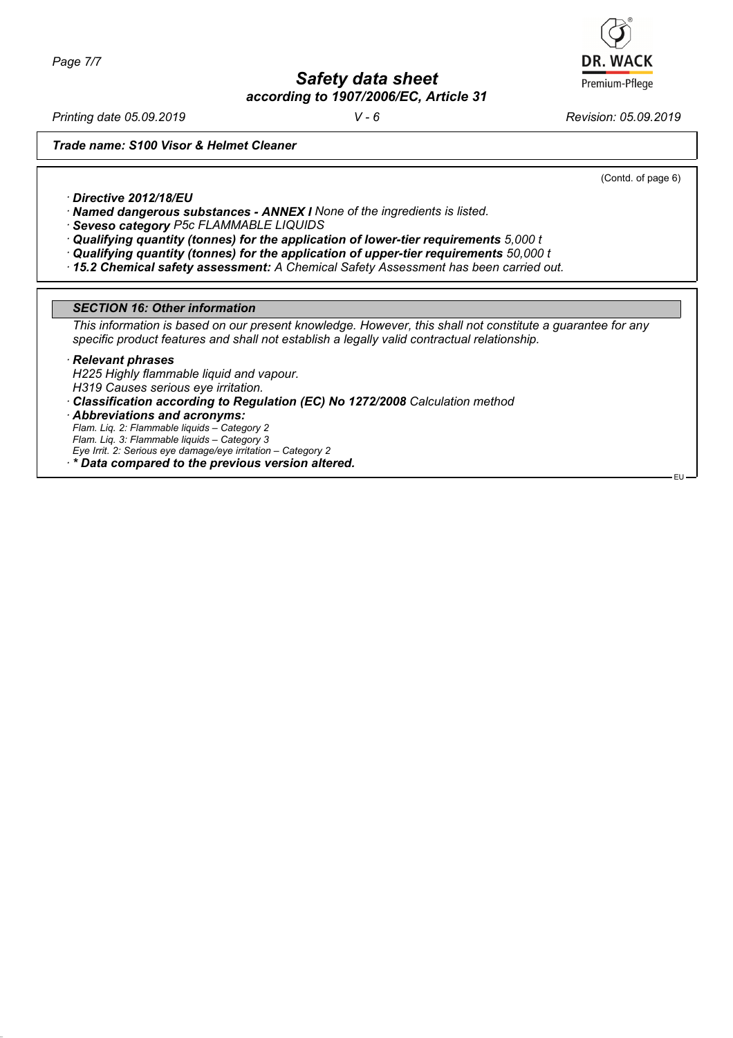*Trade name: S100 Visor & Helmet Cleaner*

(Contd. of page 6)

· ***Directive 2012/18/EU***
· ***Named dangerous substances - ANNEX I*** *None of the ingredients is listed.*
· ***Seveso category*** *P5c FLAMMABLE LIQUIDS*
· ***Qualifying quantity (tonnes) for the application of lower-tier requirements*** *5,000 t*
· ***Qualifying quantity (tonnes) for the application of upper-tier requirements*** *50,000 t*
· ***15.2 Chemical safety assessment:*** *A Chemical Safety Assessment has been carried out.*

## SECTION 16: Other information

*This information is based on our present knowledge. However, this shall not constitute a guarantee for any specific product features and shall not establish a legally valid contractual relationship.*

· ***Relevant phrases***
*H225 Highly flammable liquid and vapour.*
*H319 Causes serious eye irritation.*
· ***Classification according to Regulation (EC) No 1272/2008*** *Calculation method*
· ***Abbreviations and acronyms:***
*Flam. Liq. 2: Flammable liquids – Category 2*
*Flam. Liq. 3: Flammable liquids – Category 3*
*Eye Irrit. 2: Serious eye damage/eye irritation – Category 2*
· ***\* Data compared to the previous version altered.***

EU